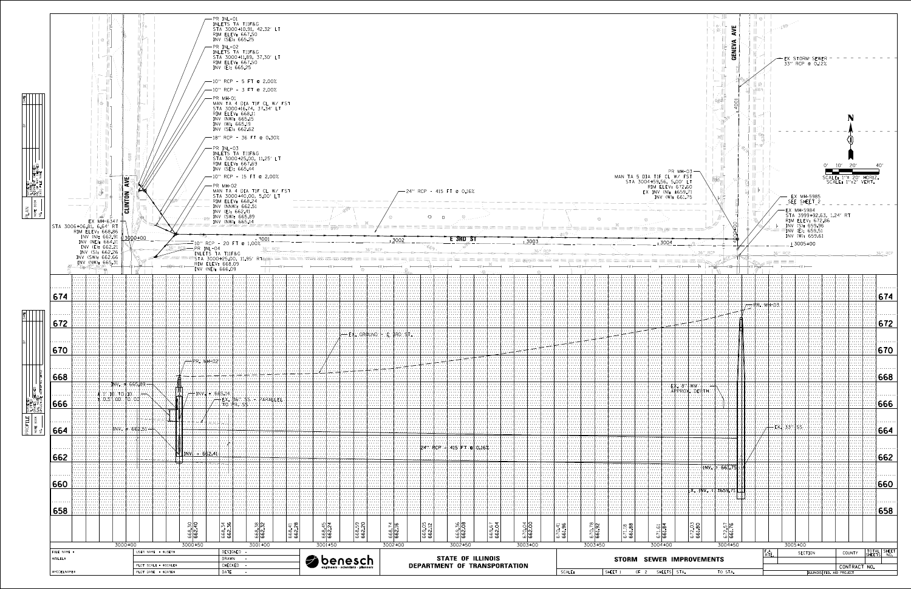# STORM SEWER IMPROVEMENTS

## PLAN

**PR INL-01**
INLETS TA T11F&G
STA 3000+10.91, 42.32' LT
RIM ELEV: 667.50
INV (SE): 665.25

**PR INL-02**
INLETS TA T11F&G
STA 3000+11.89, 37.30' LT
RIM ELEV: 667.50
INV (E): 665.25

10" RCP - 5 FT @ 2.00%

10" RCP - 3 FT @ 2.00%

**PR MH-01**
MAN TA 4 DIA T1F CL W/ FST
STA 3000+16.74, 37.34' LT
RIM ELEV: 668.11
INV (NW): 665.15
INV (W): 665.15
INV (SE): 662.62

18" RCP - 36 FT @ 0.30%

**PR INL-03**
INLETS TA T11F&G
STA 3000+25.00, 11.25' LT
RIM ELEV: 667.69
INV (SE): 665.44

10" RCP - 15 FT @ 2.00%

**PR MH-02**
MAN TA 4 DIA T1F CL W/ FST
STA 3000+40.00, 5.00' LT
RIM ELEV: 668.24
INV (NNW): 662.51
INV (E): 662.41
INV (SW): 665.89
INV (NW): 665.14

10" RCP - 20 FT @ 1.00%

**PR INL-04**
INLETS TA T11F&G
STA 3000+25.00, 11.85' RT
RIM ELEV: 668.09
INV (NE): 666.09

**EX MH-6347**
STA 3006+06.81, 6.64' RT
RIM ELEV: 668.86
INV (N): 662.91
INV (NE): 664.11
INV (E): 662.21
INV (S): 662.26
INV (SW): 662.66
INV (NW): 665.31

24" RCP - 415 FT @ 0.16%

**PR MH-03**
MAN TA 5 DIA T1F CL W/ FST
STA 3004+59.56, 5.00' LT
RIM ELEV: 672.60
EX INV (N): 659.71
INV (W): 661.75

EX STORM SEWER
33" RCP @ 0.12%

EX MH-5985
SEE SHEET 2

**EX MH-5984**
STA 3999+92.63, 1.24' RT
RIM ELEV: 672.86
INV (S): 659.36
INV (E): 659.51
INV (W): 659.61

CLINTON AVE — E 3RD ST — GENEVA AVE

SCALE: 1"= 20' HORIZ.
SCALE: 1"=2' VERT.

## PROFILE

PR MH-02
INV. = 665.89
INV. = 665.14
INV. = 662.51
INV. = 662.41
4" ID TO 10" / 10.5" OD TO 10"
EX. 36" SS - PARALLEL TO PR. SS
EX. GROUND @ 3RD ST.
24" RCP - 415 FT @ 0.16%
EX. 8" WM - APPROX. DEPTH
PR. MH-03
INV. = 661.75
EX. INV. = 659.71
EX. 33" SS

| Station | Proposed | Existing |
|---|---|---|
| 3000+50 | 662.40 | 668.30 |
| | 662.36 | 668.34 |
| 3001+00 | 662.32 | 668.38 |
| | 662.28 | 668.41 |
| 3001+50 | 662.24 | 668.45 |
| | 662.20 | 668.59 |
| 3002+00 | 662.16 | 668.74 |
| | 662.12 | 669.05 |
| 3002+50 | 662.08 | 669.36 |
| | 662.04 | 669.67 |
| 3003+00 | 662.00 | 670.04 |
| | 661.96 | 670.41 |
| 3003+50 | 661.92 | 670.78 |
| | 661.88 | 671.18 |
| 3004+00 | 661.84 | 671.61 |
| | 661.80 | 672.03 |
| 3004+50 | 661.76 | 672.57 |

STATE OF ILLINOIS
DEPARTMENT OF TRANSPORTATION

benesch — engineers · scientists · planners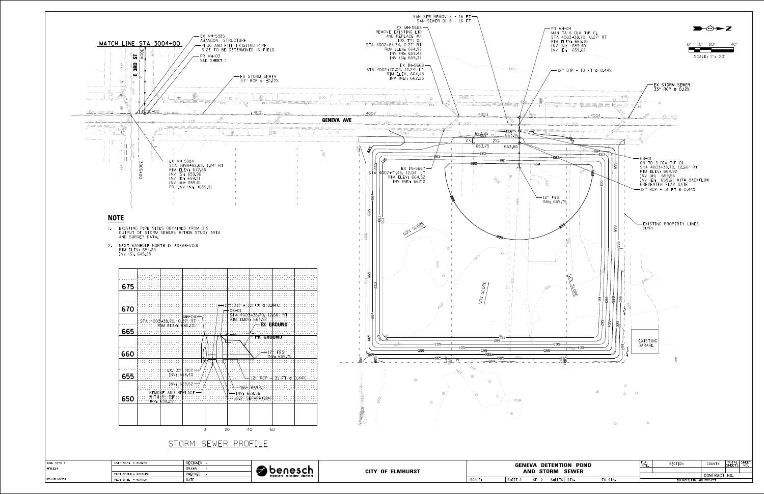MATCH LINE STA 3004+00

E 3RD ST

EX MH-5985
ABANDON STRUCTURE
PLUG AND FILL EXISTING PIPE
SIZE TO BE DETERMINED IN FIELD

PR MH-03
SEE SHEET 1

EX STORM SEWER
33" RCP @ ±0.12%

EX MH-5984
STA 3999+92.63, 1.24' RT
RIM ELEV: 672.86
INV (S): 659.96
INV (E): 659.51
INV (W): 659.61
PR. INV (N): ±659.91

SAN SEW REMOV 8 - 16 FT
SAN SEWER DI 8 - 16 FT

EX MH-5665
REMOVE EXISTING LID
AND REPLACE W/
LIDS TYI OL
STA 4002+84.34, 0.27' RT
RIM ELEV: 664.92
INV (N): 659.47
INV (S): 659.37

EX IN-5668
STA 4002+70.03, 12.24' LT
RIM ELEV: 664.43
INV (NE): 662.23

PR MH-04
MAN TA 6 DIA TIF CL
STA 4003+38.70, 0.27' RT
RIM ELEV: 665.10
INV (N): 659.40
INV (E): 659.62

12" DIP - 10 FT @ 0.44%

EX STORM SEWER
33" RCP @ 0.12%

GENEVA AVE

EX IN-5667
STA 4002+71.48, 12.04' LT
RIM ELEV: 664.32
INV (NE): 662.12

12" FES
INV: 659.75

CB-01
CB TD 3 DIA TIF OL
STA 4003+38.70, 12.66' RT
RIM ELEV: 664.92
INV (W): 659.56
INV (E): 659.61 WITH BACKFLOW
PREVENTER FLAP GATE

12" RCP - 31 FT @ 0.44%

EXISTING PROPERTY LINES
(TYP)

EXISTING GARAGE

1.0% SLOPE

SCALE: 1"= 20'

## NOTE

1. EXISTING PIPE SIZES OBTAINED FROM GIS OUTPUT OF STORM SEWERS WITHIN STUDY AREA AND SURVEY DATA.
2. NEXT MANHOLE NORTH IS EX-MH-5158
   RIM ELEV: 654.23
   INV (S): 645.23

675
670
665
660
655
650
0 20 40 60

MH-04
STA 4003+38.70, 0.27' RT
RIM ELEV: 665.10

12" DIP - 10 FT @ 0.44%

CB-01
STA 4003+38.70, 12.66' RT
RIM ELEV: 664.92

EX GROUND

PR GROUND

12" FES
INV: 659.75

EX. 33" RCP
INV: 659.40

INV: 659.52

REMOVE AND REPLACE WITH 8" DIP
INV: 658.29

12" RCP - 31 FT @ 0.44%

INV: 659.61
INV: 659.56
±0.5' SEPARATION

## STORM SEWER PROFILE

benesch
engineers · scientists · planners

CITY OF ELMHURST

GENEVA DETENTION POND AND STORM SEWER

SHEET 2 OF 2 SHEETS

CONTRACT NO.